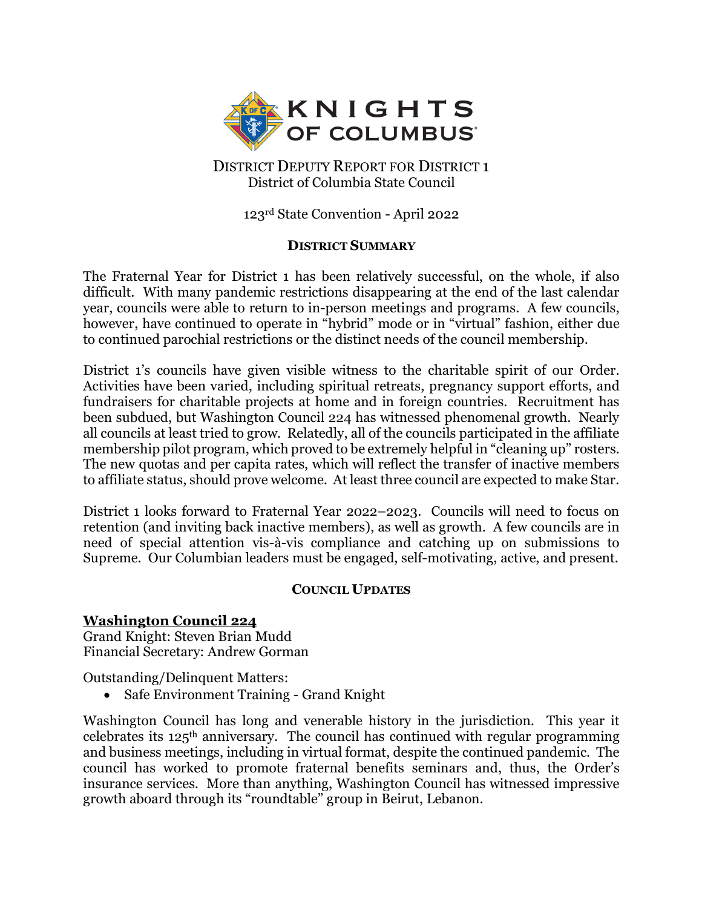# Knights of Columbus

District Deputy Report for District 1
District of Columbia State Council

123rd State Convention - April 2022

## District Summary

The Fraternal Year for District 1 has been relatively successful, on the whole, if also difficult. With many pandemic restrictions disappearing at the end of the last calendar year, councils were able to return to in-person meetings and programs. A few councils, however, have continued to operate in "hybrid" mode or in "virtual" fashion, either due to continued parochial restrictions or the distinct needs of the council membership.

District 1's councils have given visible witness to the charitable spirit of our Order. Activities have been varied, including spiritual retreats, pregnancy support efforts, and fundraisers for charitable projects at home and in foreign countries. Recruitment has been subdued, but Washington Council 224 has witnessed phenomenal growth. Nearly all councils at least tried to grow. Relatedly, all of the councils participated in the affiliate membership pilot program, which proved to be extremely helpful in "cleaning up" rosters. The new quotas and per capita rates, which will reflect the transfer of inactive members to affiliate status, should prove welcome. At least three council are expected to make Star.

District 1 looks forward to Fraternal Year 2022–2023. Councils will need to focus on retention (and inviting back inactive members), as well as growth. A few councils are in need of special attention vis-à-vis compliance and catching up on submissions to Supreme. Our Columbian leaders must be engaged, self-motivating, active, and present.

## Council Updates

### Washington Council 224

Grand Knight: Steven Brian Mudd
Financial Secretary: Andrew Gorman

Outstanding/Delinquent Matters:

- Safe Environment Training - Grand Knight

Washington Council has long and venerable history in the jurisdiction. This year it celebrates its 125th anniversary. The council has continued with regular programming and business meetings, including in virtual format, despite the continued pandemic. The council has worked to promote fraternal benefits seminars and, thus, the Order's insurance services. More than anything, Washington Council has witnessed impressive growth aboard through its "roundtable" group in Beirut, Lebanon.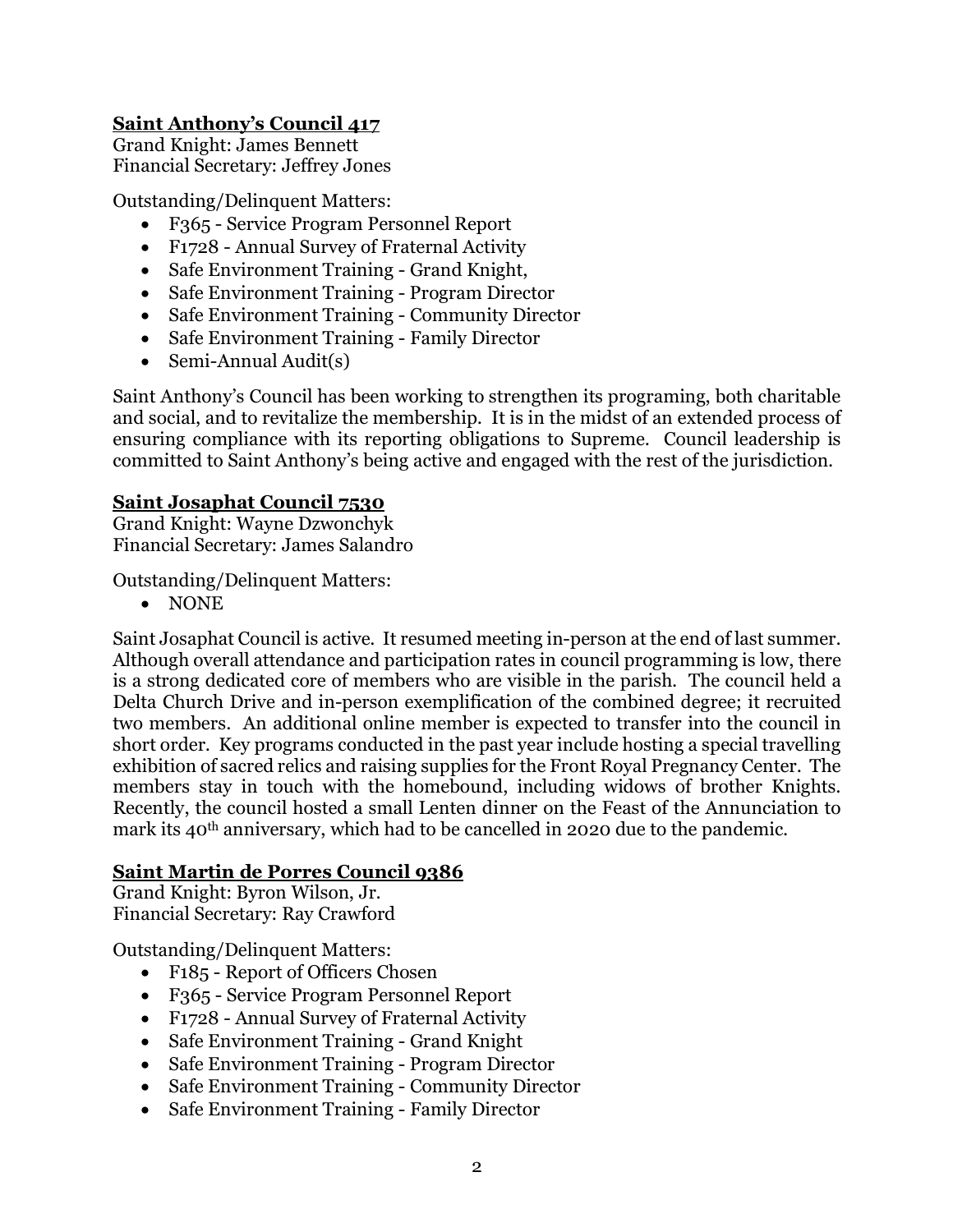**Saint Anthony's Council 417**
Grand Knight: James Bennett
Financial Secretary: Jeffrey Jones

Outstanding/Delinquent Matters:

- F365 - Service Program Personnel Report
- F1728 - Annual Survey of Fraternal Activity
- Safe Environment Training - Grand Knight,
- Safe Environment Training - Program Director
- Safe Environment Training - Community Director
- Safe Environment Training - Family Director
- Semi-Annual Audit(s)

Saint Anthony's Council has been working to strengthen its programing, both charitable and social, and to revitalize the membership. It is in the midst of an extended process of ensuring compliance with its reporting obligations to Supreme. Council leadership is committed to Saint Anthony's being active and engaged with the rest of the jurisdiction.

**Saint Josaphat Council 7530**
Grand Knight: Wayne Dzwonchyk
Financial Secretary: James Salandro

Outstanding/Delinquent Matters:

- NONE

Saint Josaphat Council is active. It resumed meeting in-person at the end of last summer. Although overall attendance and participation rates in council programming is low, there is a strong dedicated core of members who are visible in the parish. The council held a Delta Church Drive and in-person exemplification of the combined degree; it recruited two members. An additional online member is expected to transfer into the council in short order. Key programs conducted in the past year include hosting a special travelling exhibition of sacred relics and raising supplies for the Front Royal Pregnancy Center. The members stay in touch with the homebound, including widows of brother Knights. Recently, the council hosted a small Lenten dinner on the Feast of the Annunciation to mark its 40th anniversary, which had to be cancelled in 2020 due to the pandemic.

**Saint Martin de Porres Council 9386**
Grand Knight: Byron Wilson, Jr.
Financial Secretary: Ray Crawford

Outstanding/Delinquent Matters:

- F185 - Report of Officers Chosen
- F365 - Service Program Personnel Report
- F1728 - Annual Survey of Fraternal Activity
- Safe Environment Training - Grand Knight
- Safe Environment Training - Program Director
- Safe Environment Training - Community Director
- Safe Environment Training - Family Director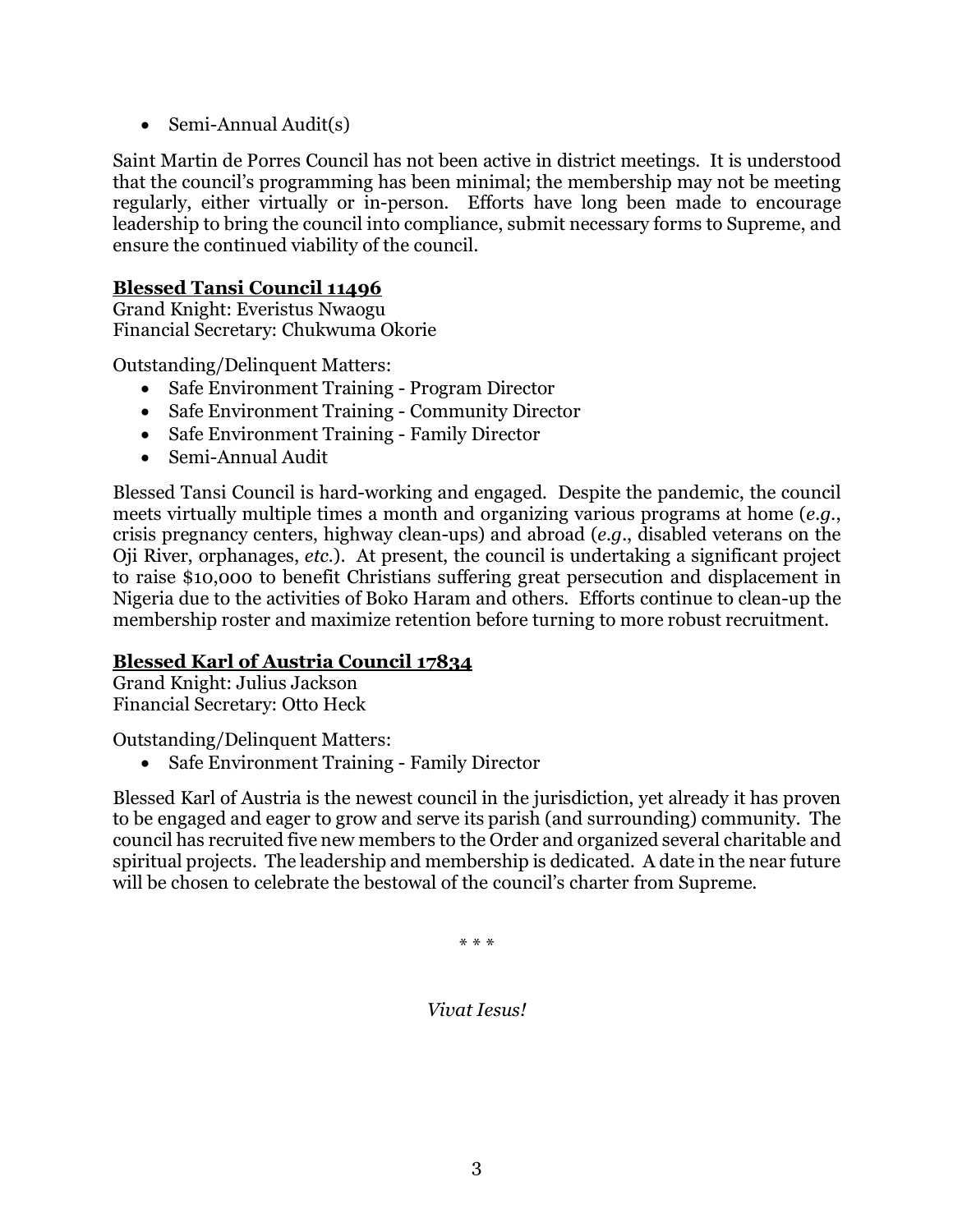- Semi-Annual Audit(s)

Saint Martin de Porres Council has not been active in district meetings. It is understood that the council's programming has been minimal; the membership may not be meeting regularly, either virtually or in-person. Efforts have long been made to encourage leadership to bring the council into compliance, submit necessary forms to Supreme, and ensure the continued viability of the council.

**Blessed Tansi Council 11496**
Grand Knight: Everistus Nwaogu
Financial Secretary: Chukwuma Okorie

Outstanding/Delinquent Matters:

- Safe Environment Training - Program Director
- Safe Environment Training - Community Director
- Safe Environment Training - Family Director
- Semi-Annual Audit

Blessed Tansi Council is hard-working and engaged. Despite the pandemic, the council meets virtually multiple times a month and organizing various programs at home (*e.g.*, crisis pregnancy centers, highway clean-ups) and abroad (*e.g.*, disabled veterans on the Oji River, orphanages, *etc.*). At present, the council is undertaking a significant project to raise $10,000 to benefit Christians suffering great persecution and displacement in Nigeria due to the activities of Boko Haram and others. Efforts continue to clean-up the membership roster and maximize retention before turning to more robust recruitment.

**Blessed Karl of Austria Council 17834**
Grand Knight: Julius Jackson
Financial Secretary: Otto Heck

Outstanding/Delinquent Matters:

- Safe Environment Training - Family Director

Blessed Karl of Austria is the newest council in the jurisdiction, yet already it has proven to be engaged and eager to grow and serve its parish (and surrounding) community. The council has recruited five new members to the Order and organized several charitable and spiritual projects. The leadership and membership is dedicated. A date in the near future will be chosen to celebrate the bestowal of the council's charter from Supreme.

\* \* \*

*Vivat Iesus!*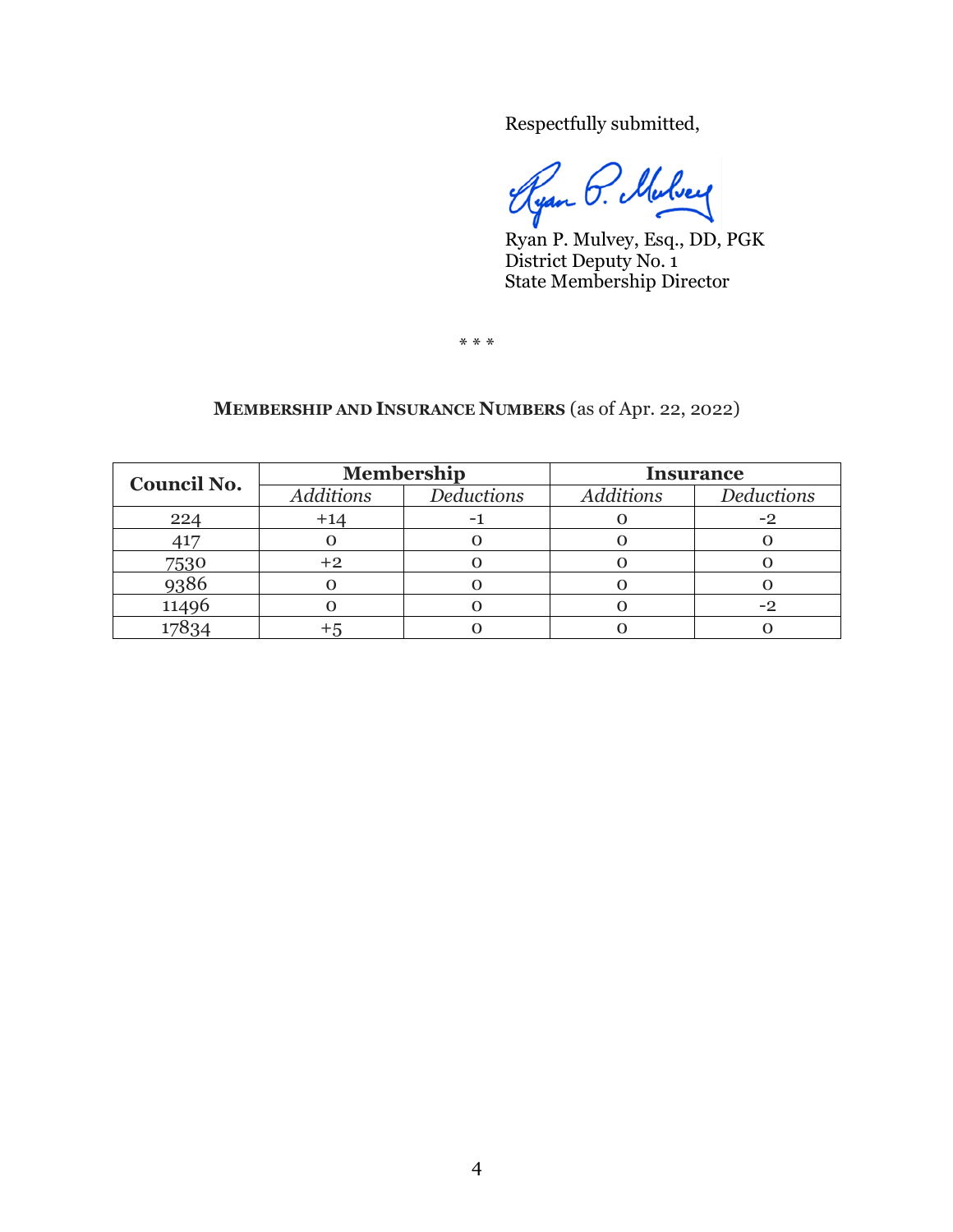Respectfully submitted,

Ryan P. Mulvey, Esq., DD, PGK
District Deputy No. 1
State Membership Director

\* \* \*

**MEMBERSHIP AND INSURANCE NUMBERS** (as of Apr. 22, 2022)

| Council No. | Membership | | Insurance | |
|---|---|---|---|---|
| | *Additions* | *Deductions* | *Additions* | *Deductions* |
| 224 | +14 | -1 | 0 | -2 |
| 417 | 0 | 0 | 0 | 0 |
| 7530 | +2 | 0 | 0 | 0 |
| 9386 | 0 | 0 | 0 | 0 |
| 11496 | 0 | 0 | 0 | -2 |
| 17834 | +5 | 0 | 0 | 0 |